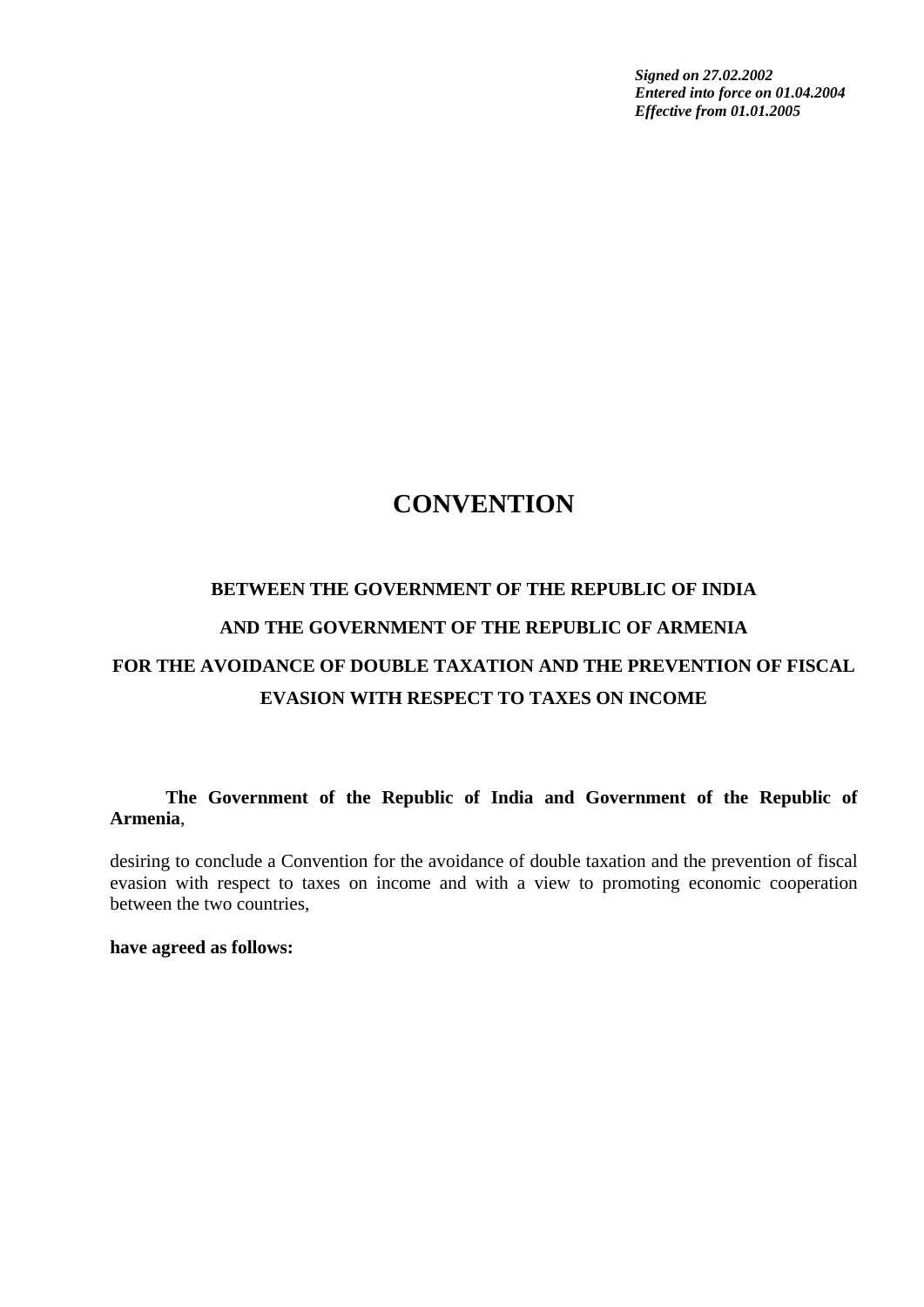***Signed on 27.02.2002***
***Entered into force on 01.04.2004***
***Effective from 01.01.2005***

# CONVENTION

## BETWEEN THE GOVERNMENT OF THE REPUBLIC OF INDIA

## AND THE GOVERNMENT OF THE REPUBLIC OF ARMENIA

## FOR THE AVOIDANCE OF DOUBLE TAXATION AND THE PREVENTION OF FISCAL EVASION WITH RESPECT TO TAXES ON INCOME

**The Government of the Republic of India and Government of the Republic of Armenia**,

desiring to conclude a Convention for the avoidance of double taxation and the prevention of fiscal evasion with respect to taxes on income and with a view to promoting economic cooperation between the two countries,

**have agreed as follows:**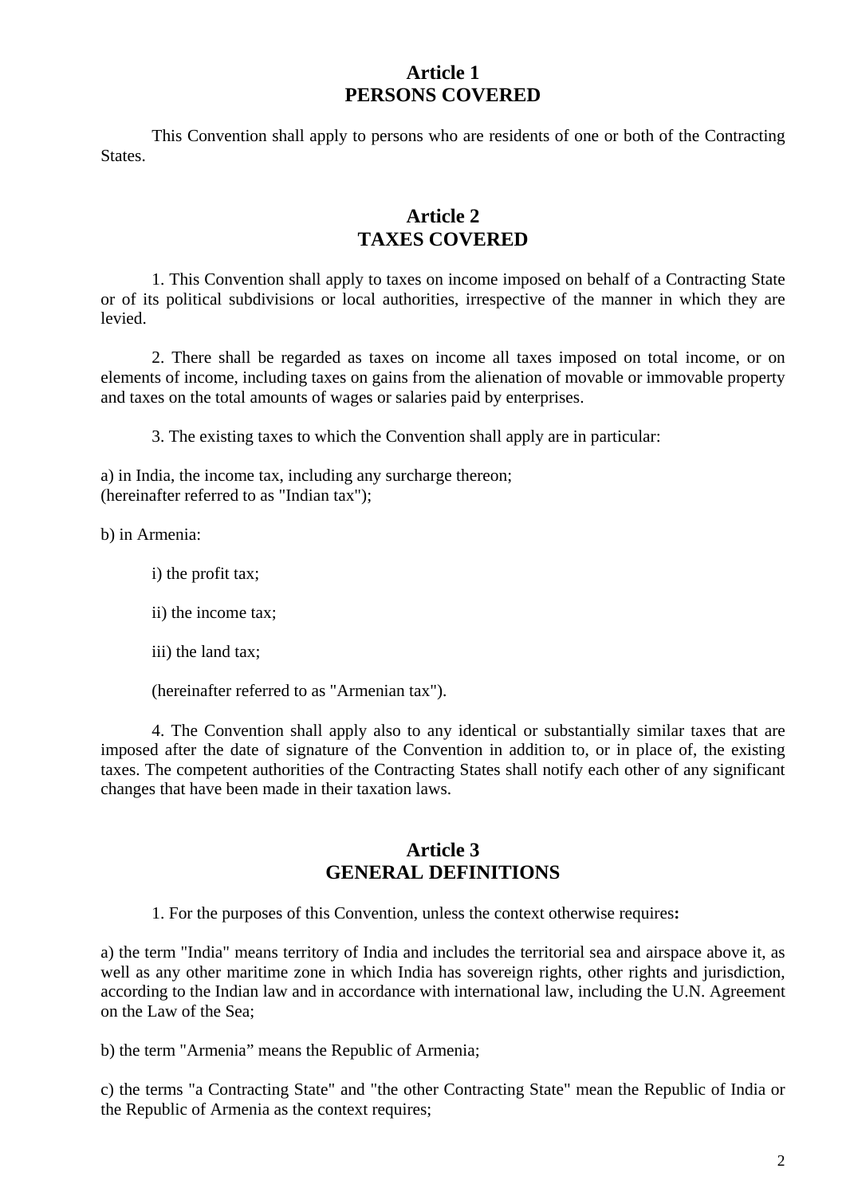## Article 1
## PERSONS COVERED

This Convention shall apply to persons who are residents of one or both of the Contracting States.

## Article 2
## TAXES COVERED

1. This Convention shall apply to taxes on income imposed on behalf of a Contracting State or of its political subdivisions or local authorities, irrespective of the manner in which they are levied.

2. There shall be regarded as taxes on income all taxes imposed on total income, or on elements of income, including taxes on gains from the alienation of movable or immovable property and taxes on the total amounts of wages or salaries paid by enterprises.

3. The existing taxes to which the Convention shall apply are in particular:

a) in India, the income tax, including any surcharge thereon;
(hereinafter referred to as "Indian tax");

b) in Armenia:

i) the profit tax;

ii) the income tax;

iii) the land tax;

(hereinafter referred to as "Armenian tax").

4. The Convention shall apply also to any identical or substantially similar taxes that are imposed after the date of signature of the Convention in addition to, or in place of, the existing taxes. The competent authorities of the Contracting States shall notify each other of any significant changes that have been made in their taxation laws.

## Article 3
## GENERAL DEFINITIONS

1. For the purposes of this Convention, unless the context otherwise requires**:**

a) the term "India" means territory of India and includes the territorial sea and airspace above it, as well as any other maritime zone in which India has sovereign rights, other rights and jurisdiction, according to the Indian law and in accordance with international law, including the U.N. Agreement on the Law of the Sea;

b) the term "Armenia” means the Republic of Armenia;

c) the terms "a Contracting State" and "the other Contracting State" mean the Republic of India or the Republic of Armenia as the context requires;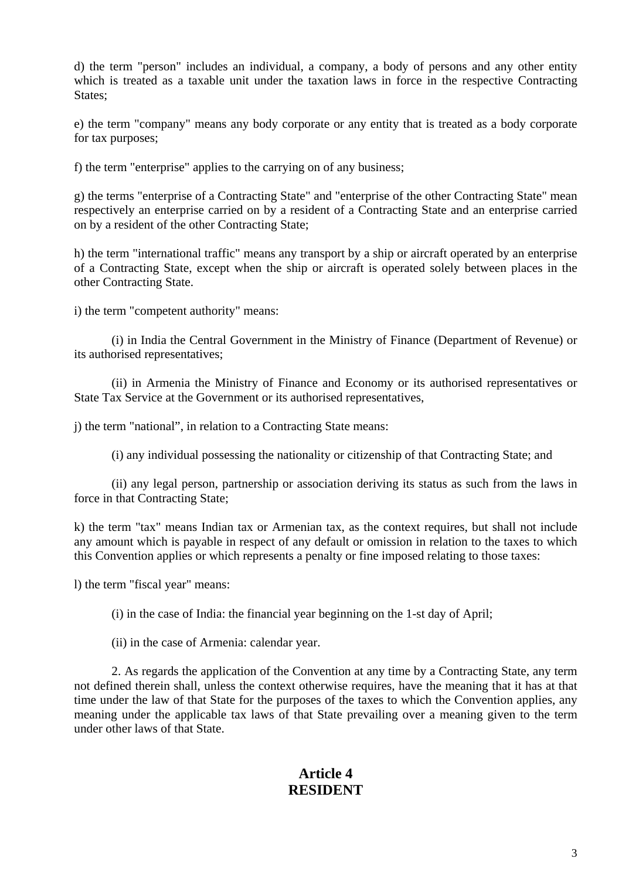d) the term "person" includes an individual, a company, a body of persons and any other entity which is treated as a taxable unit under the taxation laws in force in the respective Contracting States;

e) the term "company" means any body corporate or any entity that is treated as a body corporate for tax purposes;

f) the term "enterprise" applies to the carrying on of any business;

g) the terms "enterprise of a Contracting State" and "enterprise of the other Contracting State" mean respectively an enterprise carried on by a resident of a Contracting State and an enterprise carried on by a resident of the other Contracting State;

h) the term "international traffic" means any transport by a ship or aircraft operated by an enterprise of a Contracting State, except when the ship or aircraft is operated solely between places in the other Contracting State.

i) the term "competent authority" means:

(i) in India the Central Government in the Ministry of Finance (Department of Revenue) or its authorised representatives;

(ii) in Armenia the Ministry of Finance and Economy or its authorised representatives or State Tax Service at the Government or its authorised representatives,

j) the term "national", in relation to a Contracting State means:

(i) any individual possessing the nationality or citizenship of that Contracting State; and

(ii) any legal person, partnership or association deriving its status as such from the laws in force in that Contracting State;

k) the term "tax" means Indian tax or Armenian tax, as the context requires, but shall not include any amount which is payable in respect of any default or omission in relation to the taxes to which this Convention applies or which represents a penalty or fine imposed relating to those taxes:

l) the term "fiscal year" means:

(i) in the case of India: the financial year beginning on the 1-st day of April;

(ii) in the case of Armenia: calendar year.

2. As regards the application of the Convention at any time by a Contracting State, any term not defined therein shall, unless the context otherwise requires, have the meaning that it has at that time under the law of that State for the purposes of the taxes to which the Convention applies, any meaning under the applicable tax laws of that State prevailing over a meaning given to the term under other laws of that State.

## Article 4
## RESIDENT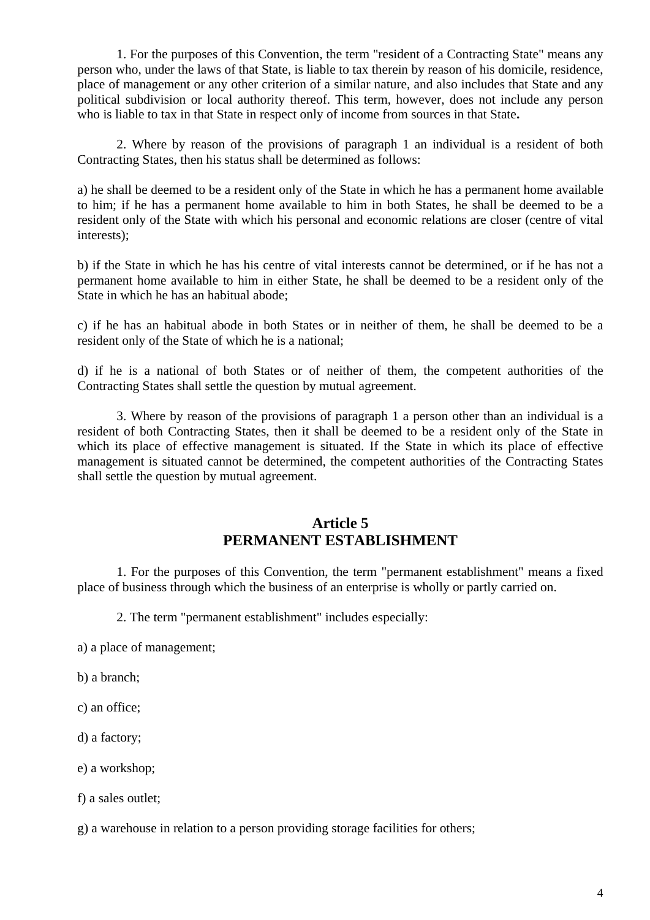1. For the purposes of this Convention, the term "resident of a Contracting State" means any person who, under the laws of that State, is liable to tax therein by reason of his domicile, residence, place of management or any other criterion of a similar nature, and also includes that State and any political subdivision or local authority thereof. This term, however, does not include any person who is liable to tax in that State in respect only of income from sources in that State**.**

2. Where by reason of the provisions of paragraph 1 an individual is a resident of both Contracting States, then his status shall be determined as follows:

a) he shall be deemed to be a resident only of the State in which he has a permanent home available to him; if he has a permanent home available to him in both States, he shall be deemed to be a resident only of the State with which his personal and economic relations are closer (centre of vital interests);

b) if the State in which he has his centre of vital interests cannot be determined, or if he has not a permanent home available to him in either State, he shall be deemed to be a resident only of the State in which he has an habitual abode;

c) if he has an habitual abode in both States or in neither of them, he shall be deemed to be a resident only of the State of which he is a national;

d) if he is a national of both States or of neither of them, the competent authorities of the Contracting States shall settle the question by mutual agreement.

3. Where by reason of the provisions of paragraph 1 a person other than an individual is a resident of both Contracting States, then it shall be deemed to be a resident only of the State in which its place of effective management is situated. If the State in which its place of effective management is situated cannot be determined, the competent authorities of the Contracting States shall settle the question by mutual agreement.

## Article 5
## PERMANENT ESTABLISHMENT

1. For the purposes of this Convention, the term "permanent establishment" means a fixed place of business through which the business of an enterprise is wholly or partly carried on.

2. The term "permanent establishment" includes especially:

a) a place of management;

b) a branch;

c) an office;

d) a factory;

e) a workshop;

f) a sales outlet;

g) a warehouse in relation to a person providing storage facilities for others;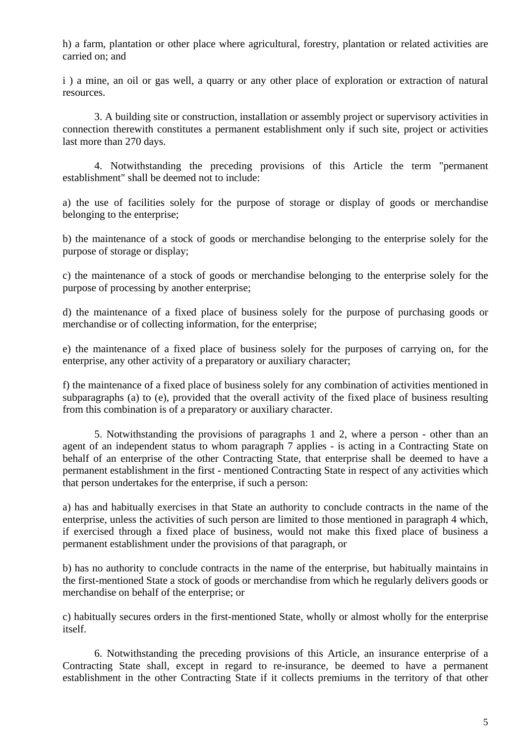h) a farm, plantation or other place where agricultural, forestry, plantation or related activities are carried on; and

i ) a mine, an oil or gas well, a quarry or any other place of exploration or extraction of natural resources.

3. A building site or construction, installation or assembly project or supervisory activities in connection therewith constitutes a permanent establishment only if such site, project or activities last more than 270 days.

4. Notwithstanding the preceding provisions of this Article the term "permanent establishment" shall be deemed not to include:

a) the use of facilities solely for the purpose of storage or display of goods or merchandise belonging to the enterprise;

b) the maintenance of a stock of goods or merchandise belonging to the enterprise solely for the purpose of storage or display;

c) the maintenance of a stock of goods or merchandise belonging to the enterprise solely for the purpose of processing by another enterprise;

d) the maintenance of a fixed place of business solely for the purpose of purchasing goods or merchandise or of collecting information, for the enterprise;

e) the maintenance of a fixed place of business solely for the purposes of carrying on, for the enterprise, any other activity of a preparatory or auxiliary character;

f) the maintenance of a fixed place of business solely for any combination of activities mentioned in subparagraphs (a) to (e), provided that the overall activity of the fixed place of business resulting from this combination is of a preparatory or auxiliary character.

5. Notwithstanding the provisions of paragraphs 1 and 2, where a person - other than an agent of an independent status to whom paragraph 7 applies - is acting in a Contracting State on behalf of an enterprise of the other Contracting State, that enterprise shall be deemed to have a permanent establishment in the first - mentioned Contracting State in respect of any activities which that person undertakes for the enterprise, if such a person:

a) has and habitually exercises in that State an authority to conclude contracts in the name of the enterprise, unless the activities of such person are limited to those mentioned in paragraph 4 which, if exercised through a fixed place of business, would not make this fixed place of business a permanent establishment under the provisions of that paragraph, or

b) has no authority to conclude contracts in the name of the enterprise, but habitually maintains in the first-mentioned State a stock of goods or merchandise from which he regularly delivers goods or merchandise on behalf of the enterprise; or

c) habitually secures orders in the first-mentioned State, wholly or almost wholly for the enterprise itself.

6. Notwithstanding the preceding provisions of this Article, an insurance enterprise of a Contracting State shall, except in regard to re-insurance, be deemed to have a permanent establishment in the other Contracting State if it collects premiums in the territory of that other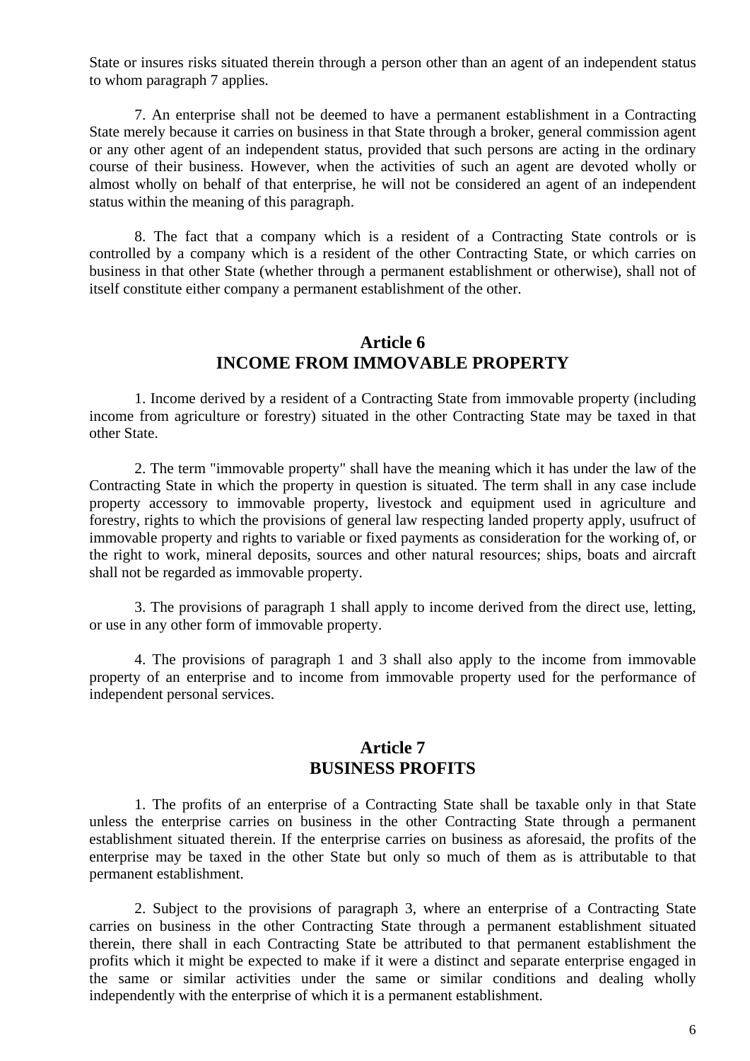State or insures risks situated therein through a person other than an agent of an independent status to whom paragraph 7 applies.

7. An enterprise shall not be deemed to have a permanent establishment in a Contracting State merely because it carries on business in that State through a broker, general commission agent or any other agent of an independent status, provided that such persons are acting in the ordinary course of their business. However, when the activities of such an agent are devoted wholly or almost wholly on behalf of that enterprise, he will not be considered an agent of an independent status within the meaning of this paragraph.

8. The fact that a company which is a resident of a Contracting State controls or is controlled by a company which is a resident of the other Contracting State, or which carries on business in that other State (whether through a permanent establishment or otherwise), shall not of itself constitute either company a permanent establishment of the other.

## Article 6
## INCOME FROM IMMOVABLE PROPERTY

1. Income derived by a resident of a Contracting State from immovable property (including income from agriculture or forestry) situated in the other Contracting State may be taxed in that other State.

2. The term "immovable property" shall have the meaning which it has under the law of the Contracting State in which the property in question is situated. The term shall in any case include property accessory to immovable property, livestock and equipment used in agriculture and forestry, rights to which the provisions of general law respecting landed property apply, usufruct of immovable property and rights to variable or fixed payments as consideration for the working of, or the right to work, mineral deposits, sources and other natural resources; ships, boats and aircraft shall not be regarded as immovable property.

3. The provisions of paragraph 1 shall apply to income derived from the direct use, letting, or use in any other form of immovable property.

4. The provisions of paragraph 1 and 3 shall also apply to the income from immovable property of an enterprise and to income from immovable property used for the performance of independent personal services.

## Article 7
## BUSINESS PROFITS

1. The profits of an enterprise of a Contracting State shall be taxable only in that State unless the enterprise carries on business in the other Contracting State through a permanent establishment situated therein. If the enterprise carries on business as aforesaid, the profits of the enterprise may be taxed in the other State but only so much of them as is attributable to that permanent establishment.

2. Subject to the provisions of paragraph 3, where an enterprise of a Contracting State carries on business in the other Contracting State through a permanent establishment situated therein, there shall in each Contracting State be attributed to that permanent establishment the profits which it might be expected to make if it were a distinct and separate enterprise engaged in the same or similar activities under the same or similar conditions and dealing wholly independently with the enterprise of which it is a permanent establishment.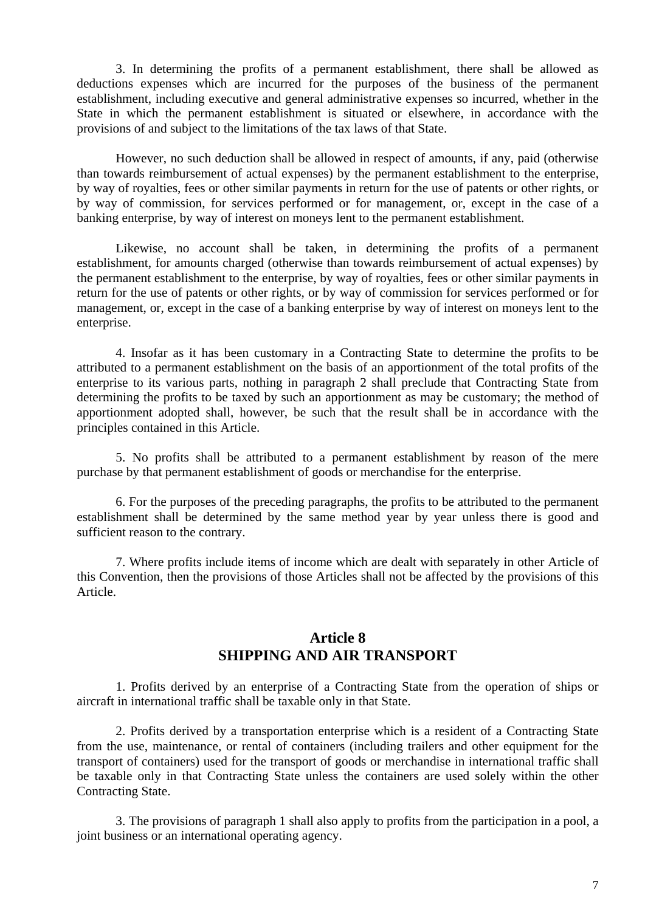3. In determining the profits of a permanent establishment, there shall be allowed as deductions expenses which are incurred for the purposes of the business of the permanent establishment, including executive and general administrative expenses so incurred, whether in the State in which the permanent establishment is situated or elsewhere, in accordance with the provisions of and subject to the limitations of the tax laws of that State.

However, no such deduction shall be allowed in respect of amounts, if any, paid (otherwise than towards reimbursement of actual expenses) by the permanent establishment to the enterprise, by way of royalties, fees or other similar payments in return for the use of patents or other rights, or by way of commission, for services performed or for management, or, except in the case of a banking enterprise, by way of interest on moneys lent to the permanent establishment.

Likewise, no account shall be taken, in determining the profits of a permanent establishment, for amounts charged (otherwise than towards reimbursement of actual expenses) by the permanent establishment to the enterprise, by way of royalties, fees or other similar payments in return for the use of patents or other rights, or by way of commission for services performed or for management, or, except in the case of a banking enterprise by way of interest on moneys lent to the enterprise.

4. Insofar as it has been customary in a Contracting State to determine the profits to be attributed to a permanent establishment on the basis of an apportionment of the total profits of the enterprise to its various parts, nothing in paragraph 2 shall preclude that Contracting State from determining the profits to be taxed by such an apportionment as may be customary; the method of apportionment adopted shall, however, be such that the result shall be in accordance with the principles contained in this Article.

5. No profits shall be attributed to a permanent establishment by reason of the mere purchase by that permanent establishment of goods or merchandise for the enterprise.

6. For the purposes of the preceding paragraphs, the profits to be attributed to the permanent establishment shall be determined by the same method year by year unless there is good and sufficient reason to the contrary.

7. Where profits include items of income which are dealt with separately in other Article of this Convention, then the provisions of those Articles shall not be affected by the provisions of this Article.

## Article 8
## SHIPPING AND AIR TRANSPORT

1. Profits derived by an enterprise of a Contracting State from the operation of ships or aircraft in international traffic shall be taxable only in that State.

2. Profits derived by a transportation enterprise which is a resident of a Contracting State from the use, maintenance, or rental of containers (including trailers and other equipment for the transport of containers) used for the transport of goods or merchandise in international traffic shall be taxable only in that Contracting State unless the containers are used solely within the other Contracting State.

3. The provisions of paragraph 1 shall also apply to profits from the participation in a pool, a joint business or an international operating agency.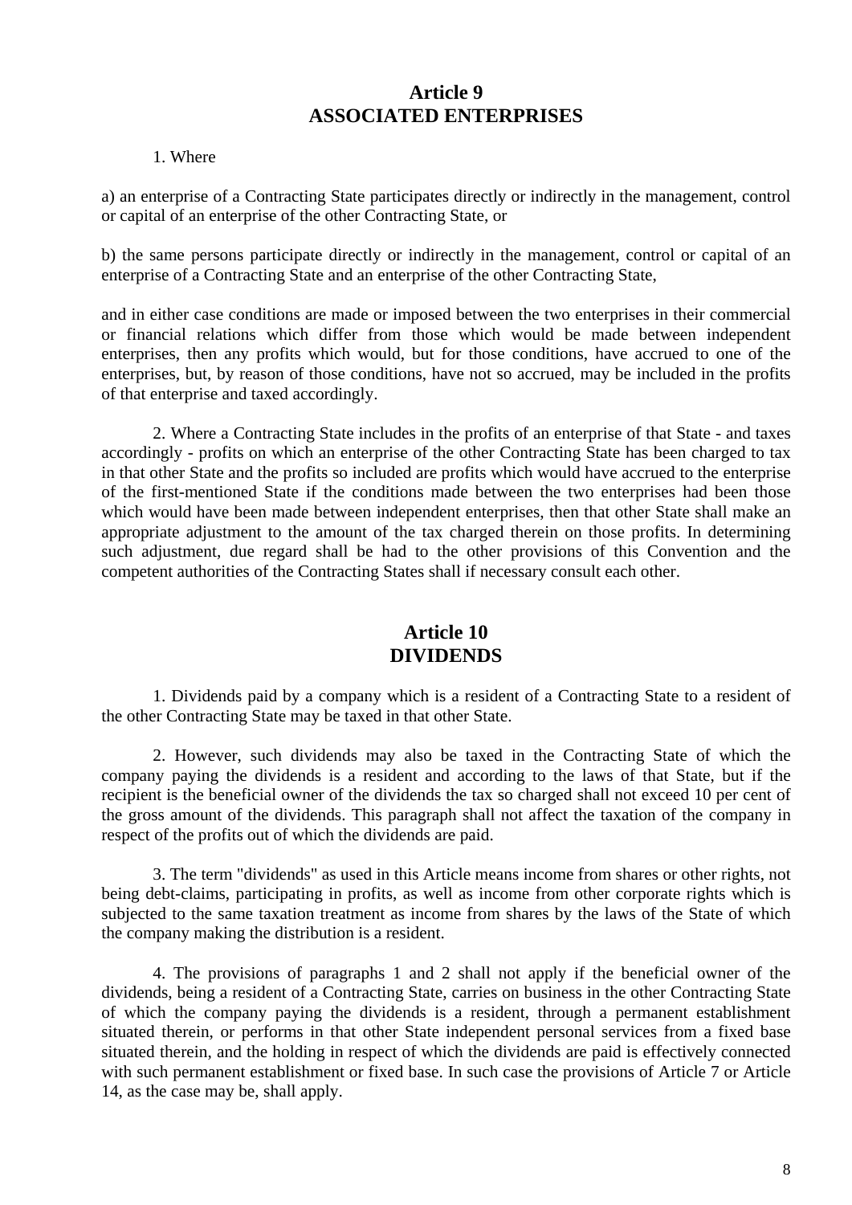## Article 9
## ASSOCIATED ENTERPRISES

1. Where

a) an enterprise of a Contracting State participates directly or indirectly in the management, control or capital of an enterprise of the other Contracting State, or

b) the same persons participate directly or indirectly in the management, control or capital of an enterprise of a Contracting State and an enterprise of the other Contracting State,

and in either case conditions are made or imposed between the two enterprises in their commercial or financial relations which differ from those which would be made between independent enterprises, then any profits which would, but for those conditions, have accrued to one of the enterprises, but, by reason of those conditions, have not so accrued, may be included in the profits of that enterprise and taxed accordingly.

2. Where a Contracting State includes in the profits of an enterprise of that State - and taxes accordingly - profits on which an enterprise of the other Contracting State has been charged to tax in that other State and the profits so included are profits which would have accrued to the enterprise of the first-mentioned State if the conditions made between the two enterprises had been those which would have been made between independent enterprises, then that other State shall make an appropriate adjustment to the amount of the tax charged therein on those profits. In determining such adjustment, due regard shall be had to the other provisions of this Convention and the competent authorities of the Contracting States shall if necessary consult each other.

## Article 10
## DIVIDENDS

1. Dividends paid by a company which is a resident of a Contracting State to a resident of the other Contracting State may be taxed in that other State.

2. However, such dividends may also be taxed in the Contracting State of which the company paying the dividends is a resident and according to the laws of that State, but if the recipient is the beneficial owner of the dividends the tax so charged shall not exceed 10 per cent of the gross amount of the dividends. This paragraph shall not affect the taxation of the company in respect of the profits out of which the dividends are paid.

3. The term "dividends" as used in this Article means income from shares or other rights, not being debt-claims, participating in profits, as well as income from other corporate rights which is subjected to the same taxation treatment as income from shares by the laws of the State of which the company making the distribution is a resident.

4. The provisions of paragraphs 1 and 2 shall not apply if the beneficial owner of the dividends, being a resident of a Contracting State, carries on business in the other Contracting State of which the company paying the dividends is a resident, through a permanent establishment situated therein, or performs in that other State independent personal services from a fixed base situated therein, and the holding in respect of which the dividends are paid is effectively connected with such permanent establishment or fixed base. In such case the provisions of Article 7 or Article 14, as the case may be, shall apply.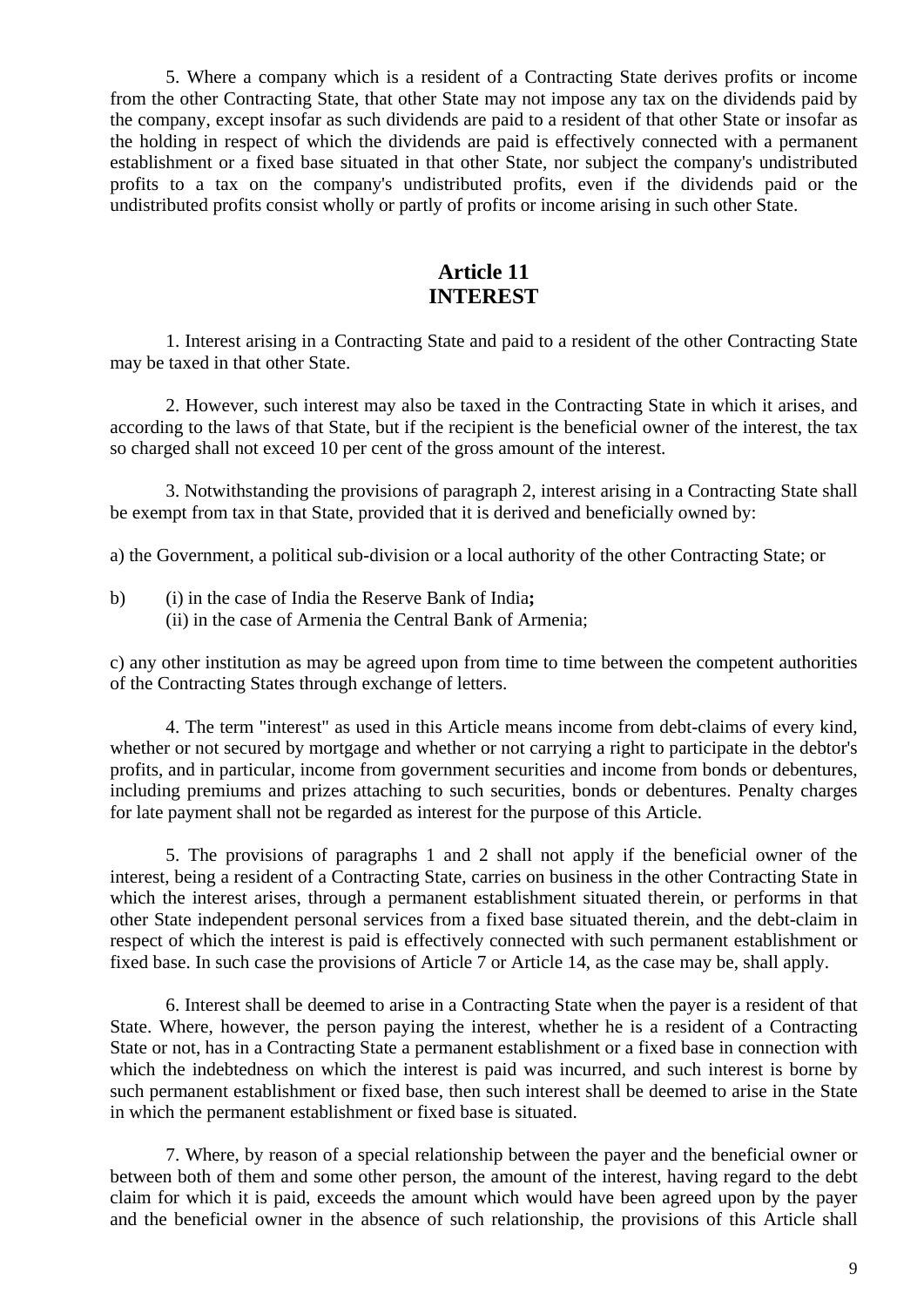5. Where a company which is a resident of a Contracting State derives profits or income from the other Contracting State, that other State may not impose any tax on the dividends paid by the company, except insofar as such dividends are paid to a resident of that other State or insofar as the holding in respect of which the dividends are paid is effectively connected with a permanent establishment or a fixed base situated in that other State, nor subject the company's undistributed profits to a tax on the company's undistributed profits, even if the dividends paid or the undistributed profits consist wholly or partly of profits or income arising in such other State.

## Article 11
## INTEREST

1. Interest arising in a Contracting State and paid to a resident of the other Contracting State may be taxed in that other State.

2. However, such interest may also be taxed in the Contracting State in which it arises, and according to the laws of that State, but if the recipient is the beneficial owner of the interest, the tax so charged shall not exceed 10 per cent of the gross amount of the interest.

3. Notwithstanding the provisions of paragraph 2, interest arising in a Contracting State shall be exempt from tax in that State, provided that it is derived and beneficially owned by:

a) the Government, a political sub-division or a local authority of the other Contracting State; or

b) (i) in the case of India the Reserve Bank of India**;**
(ii) in the case of Armenia the Central Bank of Armenia;

c) any other institution as may be agreed upon from time to time between the competent authorities of the Contracting States through exchange of letters.

4. The term "interest" as used in this Article means income from debt-claims of every kind, whether or not secured by mortgage and whether or not carrying a right to participate in the debtor's profits, and in particular, income from government securities and income from bonds or debentures, including premiums and prizes attaching to such securities, bonds or debentures. Penalty charges for late payment shall not be regarded as interest for the purpose of this Article.

5. The provisions of paragraphs 1 and 2 shall not apply if the beneficial owner of the interest, being a resident of a Contracting State, carries on business in the other Contracting State in which the interest arises, through a permanent establishment situated therein, or performs in that other State independent personal services from a fixed base situated therein, and the debt-claim in respect of which the interest is paid is effectively connected with such permanent establishment or fixed base. In such case the provisions of Article 7 or Article 14, as the case may be, shall apply.

6. Interest shall be deemed to arise in a Contracting State when the payer is a resident of that State. Where, however, the person paying the interest, whether he is a resident of a Contracting State or not, has in a Contracting State a permanent establishment or a fixed base in connection with which the indebtedness on which the interest is paid was incurred, and such interest is borne by such permanent establishment or fixed base, then such interest shall be deemed to arise in the State in which the permanent establishment or fixed base is situated.

7. Where, by reason of a special relationship between the payer and the beneficial owner or between both of them and some other person, the amount of the interest, having regard to the debt claim for which it is paid, exceeds the amount which would have been agreed upon by the payer and the beneficial owner in the absence of such relationship, the provisions of this Article shall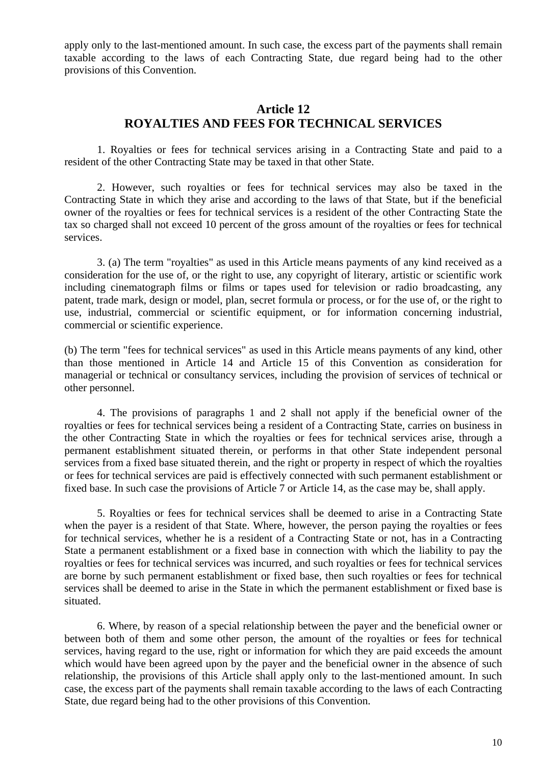apply only to the last-mentioned amount. In such case, the excess part of the payments shall remain taxable according to the laws of each Contracting State, due regard being had to the other provisions of this Convention.

## Article 12
## ROYALTIES AND FEES FOR TECHNICAL SERVICES

1. Royalties or fees for technical services arising in a Contracting State and paid to a resident of the other Contracting State may be taxed in that other State.

2. However, such royalties or fees for technical services may also be taxed in the Contracting State in which they arise and according to the laws of that State, but if the beneficial owner of the royalties or fees for technical services is a resident of the other Contracting State the tax so charged shall not exceed 10 percent of the gross amount of the royalties or fees for technical services.

3. (a) The term "royalties" as used in this Article means payments of any kind received as a consideration for the use of, or the right to use, any copyright of literary, artistic or scientific work including cinematograph films or films or tapes used for television or radio broadcasting, any patent, trade mark, design or model, plan, secret formula or process, or for the use of, or the right to use, industrial, commercial or scientific equipment, or for information concerning industrial, commercial or scientific experience.

(b) The term "fees for technical services" as used in this Article means payments of any kind, other than those mentioned in Article 14 and Article 15 of this Convention as consideration for managerial or technical or consultancy services, including the provision of services of technical or other personnel.

4. The provisions of paragraphs 1 and 2 shall not apply if the beneficial owner of the royalties or fees for technical services being a resident of a Contracting State, carries on business in the other Contracting State in which the royalties or fees for technical services arise, through a permanent establishment situated therein, or performs in that other State independent personal services from a fixed base situated therein, and the right or property in respect of which the royalties or fees for technical services are paid is effectively connected with such permanent establishment or fixed base. In such case the provisions of Article 7 or Article 14, as the case may be, shall apply.

5. Royalties or fees for technical services shall be deemed to arise in a Contracting State when the payer is a resident of that State. Where, however, the person paying the royalties or fees for technical services, whether he is a resident of a Contracting State or not, has in a Contracting State a permanent establishment or a fixed base in connection with which the liability to pay the royalties or fees for technical services was incurred, and such royalties or fees for technical services are borne by such permanent establishment or fixed base, then such royalties or fees for technical services shall be deemed to arise in the State in which the permanent establishment or fixed base is situated.

6. Where, by reason of a special relationship between the payer and the beneficial owner or between both of them and some other person, the amount of the royalties or fees for technical services, having regard to the use, right or information for which they are paid exceeds the amount which would have been agreed upon by the payer and the beneficial owner in the absence of such relationship, the provisions of this Article shall apply only to the last-mentioned amount. In such case, the excess part of the payments shall remain taxable according to the laws of each Contracting State, due regard being had to the other provisions of this Convention.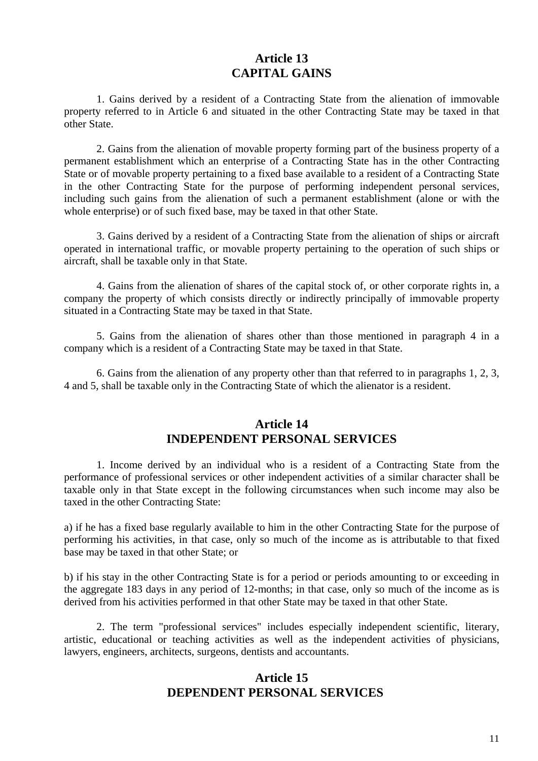## Article 13
## CAPITAL GAINS

1. Gains derived by a resident of a Contracting State from the alienation of immovable property referred to in Article 6 and situated in the other Contracting State may be taxed in that other State.

2. Gains from the alienation of movable property forming part of the business property of a permanent establishment which an enterprise of a Contracting State has in the other Contracting State or of movable property pertaining to a fixed base available to a resident of a Contracting State in the other Contracting State for the purpose of performing independent personal services, including such gains from the alienation of such a permanent establishment (alone or with the whole enterprise) or of such fixed base, may be taxed in that other State.

3. Gains derived by a resident of a Contracting State from the alienation of ships or aircraft operated in international traffic, or movable property pertaining to the operation of such ships or aircraft, shall be taxable only in that State.

4. Gains from the alienation of shares of the capital stock of, or other corporate rights in, a company the property of which consists directly or indirectly principally of immovable property situated in a Contracting State may be taxed in that State.

5. Gains from the alienation of shares other than those mentioned in paragraph 4 in a company which is a resident of a Contracting State may be taxed in that State.

6. Gains from the alienation of any property other than that referred to in paragraphs 1, 2, 3, 4 and 5, shall be taxable only in the Contracting State of which the alienator is a resident.

## Article 14
## INDEPENDENT PERSONAL SERVICES

1. Income derived by an individual who is a resident of a Contracting State from the performance of professional services or other independent activities of a similar character shall be taxable only in that State except in the following circumstances when such income may also be taxed in the other Contracting State:

a) if he has a fixed base regularly available to him in the other Contracting State for the purpose of performing his activities, in that case, only so much of the income as is attributable to that fixed base may be taxed in that other State; or

b) if his stay in the other Contracting State is for a period or periods amounting to or exceeding in the aggregate 183 days in any period of 12-months; in that case, only so much of the income as is derived from his activities performed in that other State may be taxed in that other State.

2. The term "professional services" includes especially independent scientific, literary, artistic, educational or teaching activities as well as the independent activities of physicians, lawyers, engineers, architects, surgeons, dentists and accountants.

## Article 15
## DEPENDENT PERSONAL SERVICES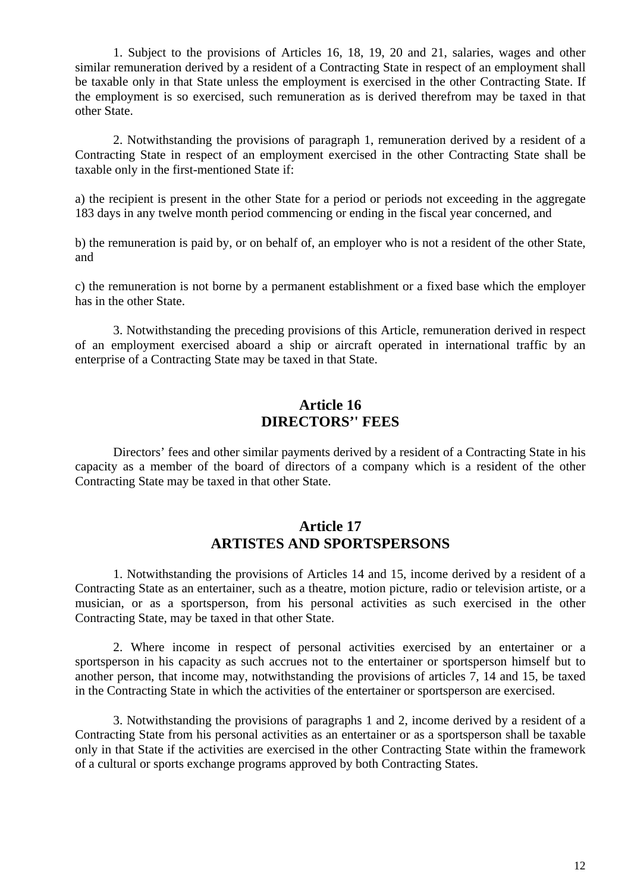1. Subject to the provisions of Articles 16, 18, 19, 20 and 21, salaries, wages and other similar remuneration derived by a resident of a Contracting State in respect of an employment shall be taxable only in that State unless the employment is exercised in the other Contracting State. If the employment is so exercised, such remuneration as is derived therefrom may be taxed in that other State.

2. Notwithstanding the provisions of paragraph 1, remuneration derived by a resident of a Contracting State in respect of an employment exercised in the other Contracting State shall be taxable only in the first-mentioned State if:

a) the recipient is present in the other State for a period or periods not exceeding in the aggregate 183 days in any twelve month period commencing or ending in the fiscal year concerned, and

b) the remuneration is paid by, or on behalf of, an employer who is not a resident of the other State, and

c) the remuneration is not borne by a permanent establishment or a fixed base which the employer has in the other State.

3. Notwithstanding the preceding provisions of this Article, remuneration derived in respect of an employment exercised aboard a ship or aircraft operated in international traffic by an enterprise of a Contracting State may be taxed in that State.

## Article 16
## DIRECTORS'' FEES

Directors' fees and other similar payments derived by a resident of a Contracting State in his capacity as a member of the board of directors of a company which is a resident of the other Contracting State may be taxed in that other State.

## Article 17
## ARTISTES AND SPORTSPERSONS

1. Notwithstanding the provisions of Articles 14 and 15, income derived by a resident of a Contracting State as an entertainer, such as a theatre, motion picture, radio or television artiste, or a musician, or as a sportsperson, from his personal activities as such exercised in the other Contracting State, may be taxed in that other State.

2. Where income in respect of personal activities exercised by an entertainer or a sportsperson in his capacity as such accrues not to the entertainer or sportsperson himself but to another person, that income may, notwithstanding the provisions of articles 7, 14 and 15, be taxed in the Contracting State in which the activities of the entertainer or sportsperson are exercised.

3. Notwithstanding the provisions of paragraphs 1 and 2, income derived by a resident of a Contracting State from his personal activities as an entertainer or as a sportsperson shall be taxable only in that State if the activities are exercised in the other Contracting State within the framework of a cultural or sports exchange programs approved by both Contracting States.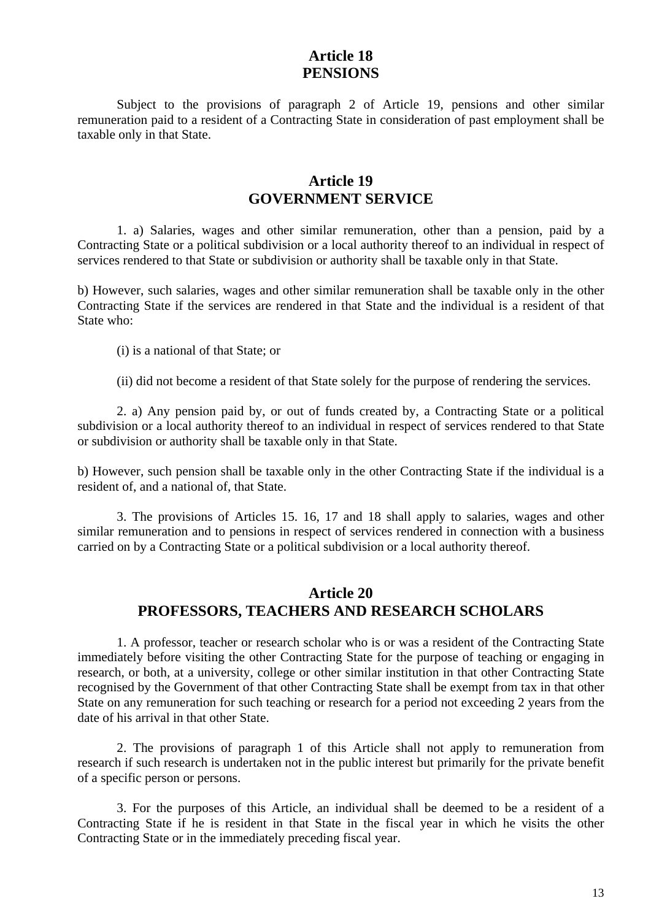## Article 18
## PENSIONS

Subject to the provisions of paragraph 2 of Article 19, pensions and other similar remuneration paid to a resident of a Contracting State in consideration of past employment shall be taxable only in that State.

## Article 19
## GOVERNMENT SERVICE

1. a) Salaries, wages and other similar remuneration, other than a pension, paid by a Contracting State or a political subdivision or a local authority thereof to an individual in respect of services rendered to that State or subdivision or authority shall be taxable only in that State.

b) However, such salaries, wages and other similar remuneration shall be taxable only in the other Contracting State if the services are rendered in that State and the individual is a resident of that State who:

(i) is a national of that State; or

(ii) did not become a resident of that State solely for the purpose of rendering the services.

2. a) Any pension paid by, or out of funds created by, a Contracting State or a political subdivision or a local authority thereof to an individual in respect of services rendered to that State or subdivision or authority shall be taxable only in that State.

b) However, such pension shall be taxable only in the other Contracting State if the individual is a resident of, and a national of, that State.

3. The provisions of Articles 15. 16, 17 and 18 shall apply to salaries, wages and other similar remuneration and to pensions in respect of services rendered in connection with a business carried on by a Contracting State or a political subdivision or a local authority thereof.

## Article 20
## PROFESSORS, TEACHERS AND RESEARCH SCHOLARS

1. A professor, teacher or research scholar who is or was a resident of the Contracting State immediately before visiting the other Contracting State for the purpose of teaching or engaging in research, or both, at a university, college or other similar institution in that other Contracting State recognised by the Government of that other Contracting State shall be exempt from tax in that other State on any remuneration for such teaching or research for a period not exceeding 2 years from the date of his arrival in that other State.

2. The provisions of paragraph 1 of this Article shall not apply to remuneration from research if such research is undertaken not in the public interest but primarily for the private benefit of a specific person or persons.

3. For the purposes of this Article, an individual shall be deemed to be a resident of a Contracting State if he is resident in that State in the fiscal year in which he visits the other Contracting State or in the immediately preceding fiscal year.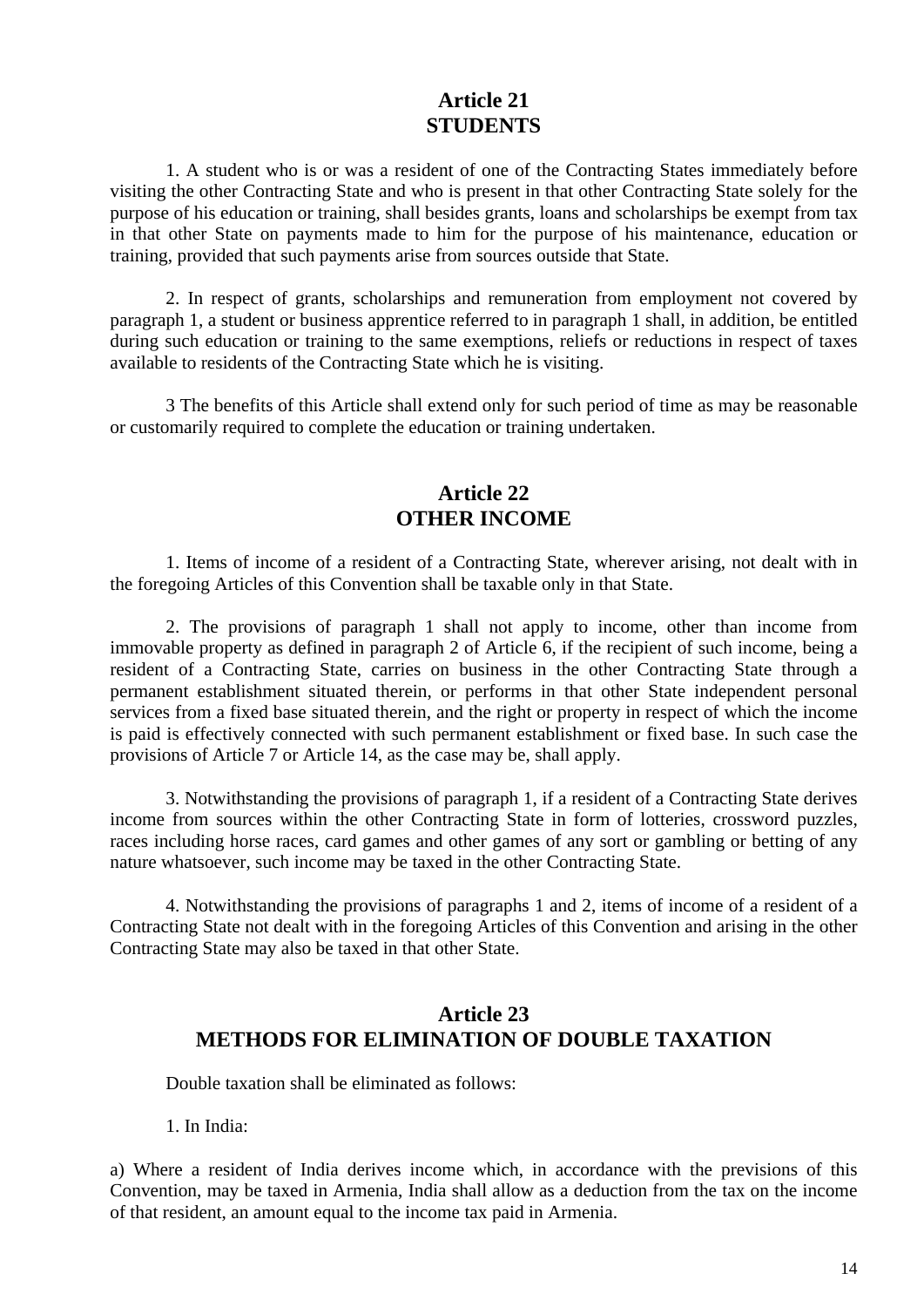## Article 21
## STUDENTS

1. A student who is or was a resident of one of the Contracting States immediately before visiting the other Contracting State and who is present in that other Contracting State solely for the purpose of his education or training, shall besides grants, loans and scholarships be exempt from tax in that other State on payments made to him for the purpose of his maintenance, education or training, provided that such payments arise from sources outside that State.

2. In respect of grants, scholarships and remuneration from employment not covered by paragraph 1, a student or business apprentice referred to in paragraph 1 shall, in addition, be entitled during such education or training to the same exemptions, reliefs or reductions in respect of taxes available to residents of the Contracting State which he is visiting.

3 The benefits of this Article shall extend only for such period of time as may be reasonable or customarily required to complete the education or training undertaken.

## Article 22
## OTHER INCOME

1. Items of income of a resident of a Contracting State, wherever arising, not dealt with in the foregoing Articles of this Convention shall be taxable only in that State.

2. The provisions of paragraph 1 shall not apply to income, other than income from immovable property as defined in paragraph 2 of Article 6, if the recipient of such income, being a resident of a Contracting State, carries on business in the other Contracting State through a permanent establishment situated therein, or performs in that other State independent personal services from a fixed base situated therein, and the right or property in respect of which the income is paid is effectively connected with such permanent establishment or fixed base. In such case the provisions of Article 7 or Article 14, as the case may be, shall apply.

3. Notwithstanding the provisions of paragraph 1, if a resident of a Contracting State derives income from sources within the other Contracting State in form of lotteries, crossword puzzles, races including horse races, card games and other games of any sort or gambling or betting of any nature whatsoever, such income may be taxed in the other Contracting State.

4. Notwithstanding the provisions of paragraphs 1 and 2, items of income of a resident of a Contracting State not dealt with in the foregoing Articles of this Convention and arising in the other Contracting State may also be taxed in that other State.

## Article 23
## METHODS FOR ELIMINATION OF DOUBLE TAXATION

Double taxation shall be eliminated as follows:

1. In India:

a) Where a resident of India derives income which, in accordance with the previsions of this Convention, may be taxed in Armenia, India shall allow as a deduction from the tax on the income of that resident, an amount equal to the income tax paid in Armenia.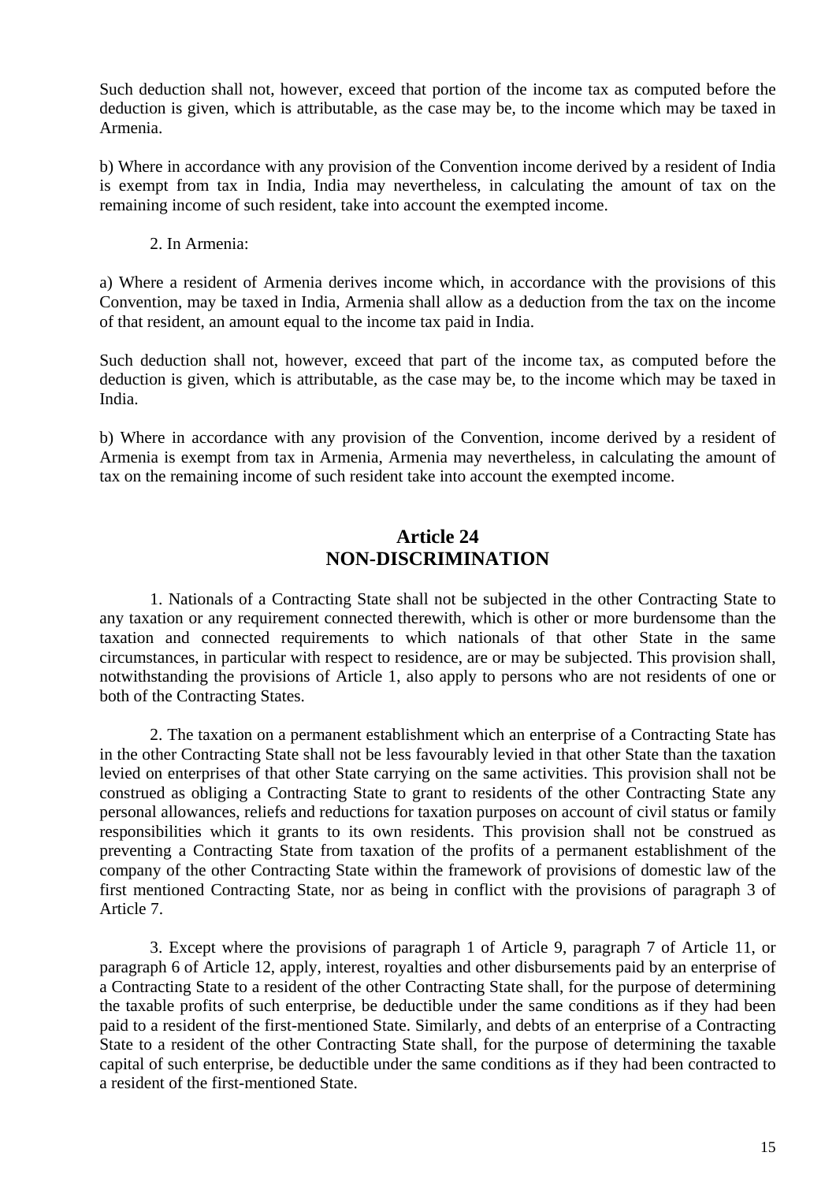Such deduction shall not, however, exceed that portion of the income tax as computed before the deduction is given, which is attributable, as the case may be, to the income which may be taxed in Armenia.

b) Where in accordance with any provision of the Convention income derived by a resident of India is exempt from tax in India, India may nevertheless, in calculating the amount of tax on the remaining income of such resident, take into account the exempted income.

2. In Armenia:

a) Where a resident of Armenia derives income which, in accordance with the provisions of this Convention, may be taxed in India, Armenia shall allow as a deduction from the tax on the income of that resident, an amount equal to the income tax paid in India.

Such deduction shall not, however, exceed that part of the income tax, as computed before the deduction is given, which is attributable, as the case may be, to the income which may be taxed in India.

b) Where in accordance with any provision of the Convention, income derived by a resident of Armenia is exempt from tax in Armenia, Armenia may nevertheless, in calculating the amount of tax on the remaining income of such resident take into account the exempted income.

## Article 24
## NON-DISCRIMINATION

1. Nationals of a Contracting State shall not be subjected in the other Contracting State to any taxation or any requirement connected therewith, which is other or more burdensome than the taxation and connected requirements to which nationals of that other State in the same circumstances, in particular with respect to residence, are or may be subjected. This provision shall, notwithstanding the provisions of Article 1, also apply to persons who are not residents of one or both of the Contracting States.

2. The taxation on a permanent establishment which an enterprise of a Contracting State has in the other Contracting State shall not be less favourably levied in that other State than the taxation levied on enterprises of that other State carrying on the same activities. This provision shall not be construed as obliging a Contracting State to grant to residents of the other Contracting State any personal allowances, reliefs and reductions for taxation purposes on account of civil status or family responsibilities which it grants to its own residents. This provision shall not be construed as preventing a Contracting State from taxation of the profits of a permanent establishment of the company of the other Contracting State within the framework of provisions of domestic law of the first mentioned Contracting State, nor as being in conflict with the provisions of paragraph 3 of Article 7.

3. Except where the provisions of paragraph 1 of Article 9, paragraph 7 of Article 11, or paragraph 6 of Article 12, apply, interest, royalties and other disbursements paid by an enterprise of a Contracting State to a resident of the other Contracting State shall, for the purpose of determining the taxable profits of such enterprise, be deductible under the same conditions as if they had been paid to a resident of the first-mentioned State. Similarly, and debts of an enterprise of a Contracting State to a resident of the other Contracting State shall, for the purpose of determining the taxable capital of such enterprise, be deductible under the same conditions as if they had been contracted to a resident of the first-mentioned State.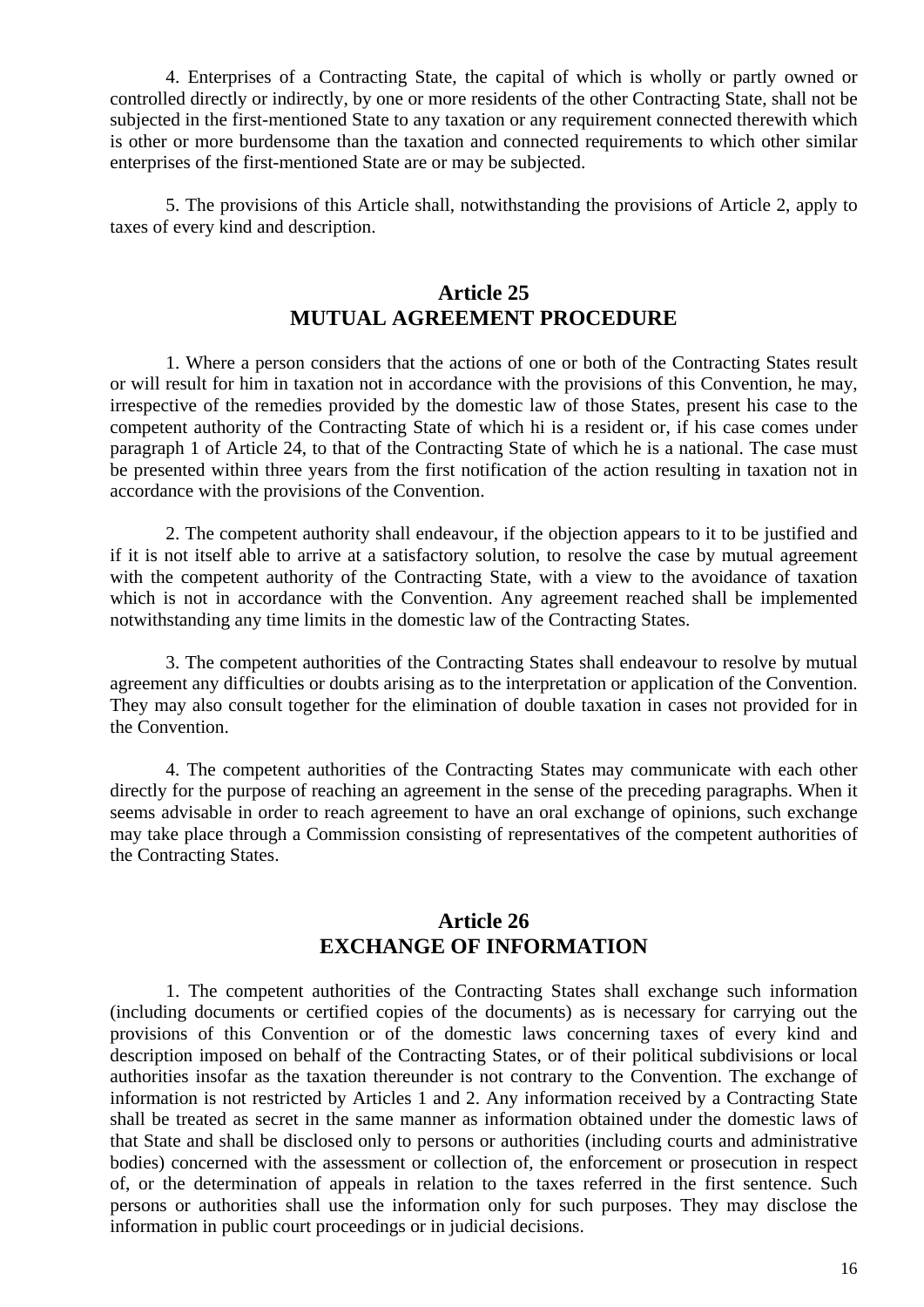4. Enterprises of a Contracting State, the capital of which is wholly or partly owned or controlled directly or indirectly, by one or more residents of the other Contracting State, shall not be subjected in the first-mentioned State to any taxation or any requirement connected therewith which is other or more burdensome than the taxation and connected requirements to which other similar enterprises of the first-mentioned State are or may be subjected.

5. The provisions of this Article shall, notwithstanding the provisions of Article 2, apply to taxes of every kind and description.

## Article 25
## MUTUAL AGREEMENT PROCEDURE

1. Where a person considers that the actions of one or both of the Contracting States result or will result for him in taxation not in accordance with the provisions of this Convention, he may, irrespective of the remedies provided by the domestic law of those States, present his case to the competent authority of the Contracting State of which hi is a resident or, if his case comes under paragraph 1 of Article 24, to that of the Contracting State of which he is a national. The case must be presented within three years from the first notification of the action resulting in taxation not in accordance with the provisions of the Convention.

2. The competent authority shall endeavour, if the objection appears to it to be justified and if it is not itself able to arrive at a satisfactory solution, to resolve the case by mutual agreement with the competent authority of the Contracting State, with a view to the avoidance of taxation which is not in accordance with the Convention. Any agreement reached shall be implemented notwithstanding any time limits in the domestic law of the Contracting States.

3. The competent authorities of the Contracting States shall endeavour to resolve by mutual agreement any difficulties or doubts arising as to the interpretation or application of the Convention. They may also consult together for the elimination of double taxation in cases not provided for in the Convention.

4. The competent authorities of the Contracting States may communicate with each other directly for the purpose of reaching an agreement in the sense of the preceding paragraphs. When it seems advisable in order to reach agreement to have an oral exchange of opinions, such exchange may take place through a Commission consisting of representatives of the competent authorities of the Contracting States.

## Article 26
## EXCHANGE OF INFORMATION

1. The competent authorities of the Contracting States shall exchange such information (including documents or certified copies of the documents) as is necessary for carrying out the provisions of this Convention or of the domestic laws concerning taxes of every kind and description imposed on behalf of the Contracting States, or of their political subdivisions or local authorities insofar as the taxation thereunder is not contrary to the Convention. The exchange of information is not restricted by Articles 1 and 2. Any information received by a Contracting State shall be treated as secret in the same manner as information obtained under the domestic laws of that State and shall be disclosed only to persons or authorities (including courts and administrative bodies) concerned with the assessment or collection of, the enforcement or prosecution in respect of, or the determination of appeals in relation to the taxes referred in the first sentence. Such persons or authorities shall use the information only for such purposes. They may disclose the information in public court proceedings or in judicial decisions.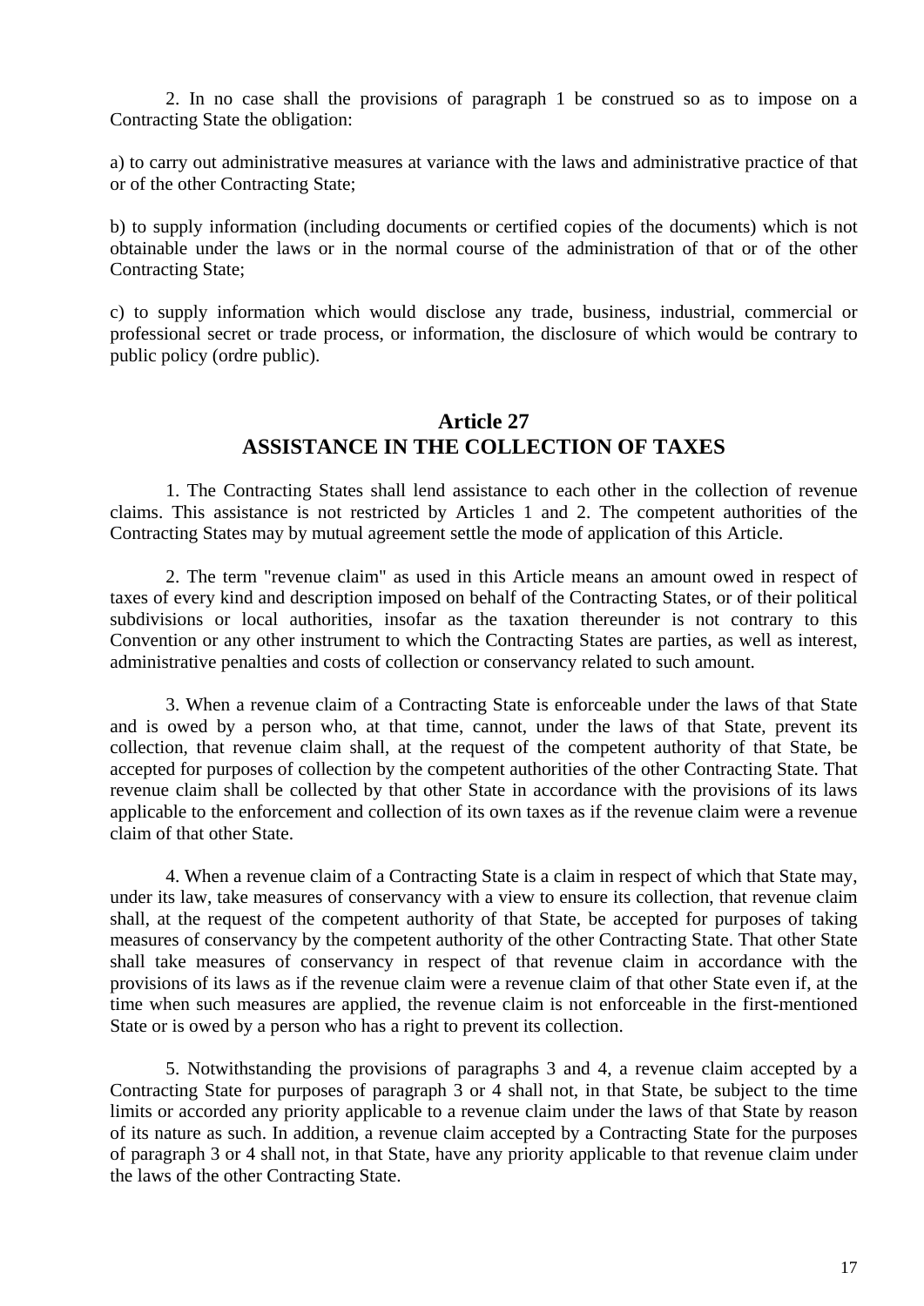2. In no case shall the provisions of paragraph 1 be construed so as to impose on a Contracting State the obligation:

a) to carry out administrative measures at variance with the laws and administrative practice of that or of the other Contracting State;

b) to supply information (including documents or certified copies of the documents) which is not obtainable under the laws or in the normal course of the administration of that or of the other Contracting State;

c) to supply information which would disclose any trade, business, industrial, commercial or professional secret or trade process, or information, the disclosure of which would be contrary to public policy (ordre public).

## Article 27
## ASSISTANCE IN THE COLLECTION OF TAXES

1. The Contracting States shall lend assistance to each other in the collection of revenue claims. This assistance is not restricted by Articles 1 and 2. The competent authorities of the Contracting States may by mutual agreement settle the mode of application of this Article.

2. The term "revenue claim" as used in this Article means an amount owed in respect of taxes of every kind and description imposed on behalf of the Contracting States, or of their political subdivisions or local authorities, insofar as the taxation thereunder is not contrary to this Convention or any other instrument to which the Contracting States are parties, as well as interest, administrative penalties and costs of collection or conservancy related to such amount.

3. When a revenue claim of a Contracting State is enforceable under the laws of that State and is owed by a person who, at that time, cannot, under the laws of that State, prevent its collection, that revenue claim shall, at the request of the competent authority of that State, be accepted for purposes of collection by the competent authorities of the other Contracting State. That revenue claim shall be collected by that other State in accordance with the provisions of its laws applicable to the enforcement and collection of its own taxes as if the revenue claim were a revenue claim of that other State.

4. When a revenue claim of a Contracting State is a claim in respect of which that State may, under its law, take measures of conservancy with a view to ensure its collection, that revenue claim shall, at the request of the competent authority of that State, be accepted for purposes of taking measures of conservancy by the competent authority of the other Contracting State. That other State shall take measures of conservancy in respect of that revenue claim in accordance with the provisions of its laws as if the revenue claim were a revenue claim of that other State even if, at the time when such measures are applied, the revenue claim is not enforceable in the first-mentioned State or is owed by a person who has a right to prevent its collection.

5. Notwithstanding the provisions of paragraphs 3 and 4, a revenue claim accepted by a Contracting State for purposes of paragraph 3 or 4 shall not, in that State, be subject to the time limits or accorded any priority applicable to a revenue claim under the laws of that State by reason of its nature as such. In addition, a revenue claim accepted by a Contracting State for the purposes of paragraph 3 or 4 shall not, in that State, have any priority applicable to that revenue claim under the laws of the other Contracting State.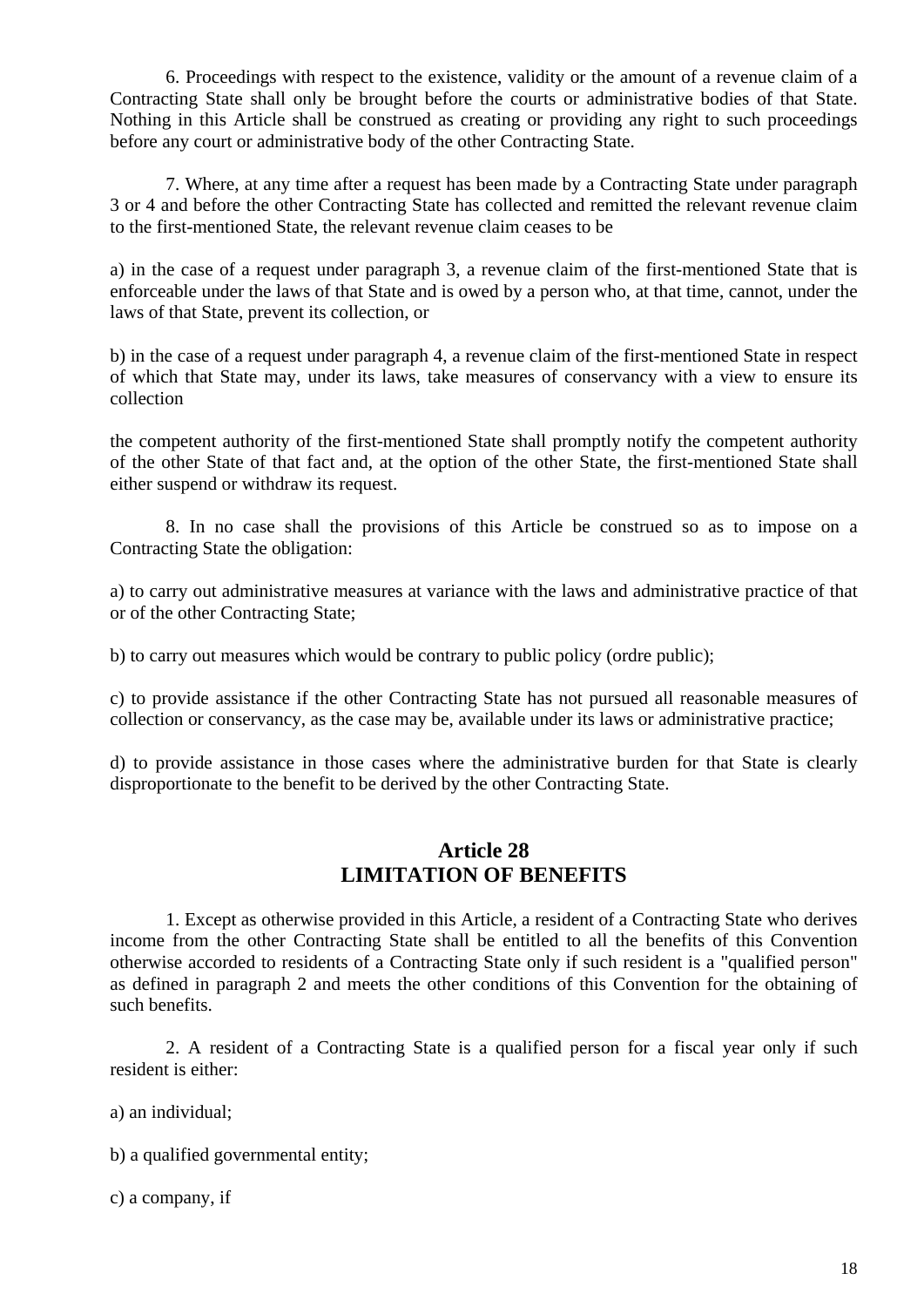6. Proceedings with respect to the existence, validity or the amount of a revenue claim of a Contracting State shall only be brought before the courts or administrative bodies of that State. Nothing in this Article shall be construed as creating or providing any right to such proceedings before any court or administrative body of the other Contracting State.

7. Where, at any time after a request has been made by a Contracting State under paragraph 3 or 4 and before the other Contracting State has collected and remitted the relevant revenue claim to the first-mentioned State, the relevant revenue claim ceases to be

a) in the case of a request under paragraph 3, a revenue claim of the first-mentioned State that is enforceable under the laws of that State and is owed by a person who, at that time, cannot, under the laws of that State, prevent its collection, or

b) in the case of a request under paragraph 4, a revenue claim of the first-mentioned State in respect of which that State may, under its laws, take measures of conservancy with a view to ensure its collection

the competent authority of the first-mentioned State shall promptly notify the competent authority of the other State of that fact and, at the option of the other State, the first-mentioned State shall either suspend or withdraw its request.

8. In no case shall the provisions of this Article be construed so as to impose on a Contracting State the obligation:

a) to carry out administrative measures at variance with the laws and administrative practice of that or of the other Contracting State;

b) to carry out measures which would be contrary to public policy (ordre public);

c) to provide assistance if the other Contracting State has not pursued all reasonable measures of collection or conservancy, as the case may be, available under its laws or administrative practice;

d) to provide assistance in those cases where the administrative burden for that State is clearly disproportionate to the benefit to be derived by the other Contracting State.

## Article 28
## LIMITATION OF BENEFITS

1. Except as otherwise provided in this Article, a resident of a Contracting State who derives income from the other Contracting State shall be entitled to all the benefits of this Convention otherwise accorded to residents of a Contracting State only if such resident is a "qualified person" as defined in paragraph 2 and meets the other conditions of this Convention for the obtaining of such benefits.

2. A resident of a Contracting State is a qualified person for a fiscal year only if such resident is either:

a) an individual;

b) a qualified governmental entity;

c) a company, if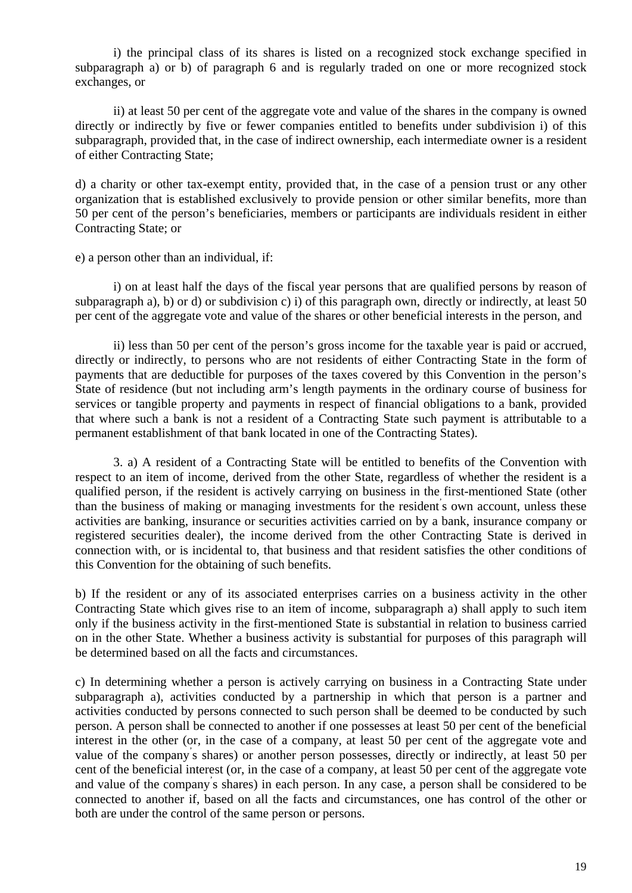i) the principal class of its shares is listed on a recognized stock exchange specified in subparagraph a) or b) of paragraph 6 and is regularly traded on one or more recognized stock exchanges, or

ii) at least 50 per cent of the aggregate vote and value of the shares in the company is owned directly or indirectly by five or fewer companies entitled to benefits under subdivision i) of this subparagraph, provided that, in the case of indirect ownership, each intermediate owner is a resident of either Contracting State;

d) a charity or other tax-exempt entity, provided that, in the case of a pension trust or any other organization that is established exclusively to provide pension or other similar benefits, more than 50 per cent of the person's beneficiaries, members or participants are individuals resident in either Contracting State; or

e) a person other than an individual, if:

i) on at least half the days of the fiscal year persons that are qualified persons by reason of subparagraph a), b) or d) or subdivision c) i) of this paragraph own, directly or indirectly, at least 50 per cent of the aggregate vote and value of the shares or other beneficial interests in the person, and

ii) less than 50 per cent of the person's gross income for the taxable year is paid or accrued, directly or indirectly, to persons who are not residents of either Contracting State in the form of payments that are deductible for purposes of the taxes covered by this Convention in the person's State of residence (but not including arm's length payments in the ordinary course of business for services or tangible property and payments in respect of financial obligations to a bank, provided that where such a bank is not a resident of a Contracting State such payment is attributable to a permanent establishment of that bank located in one of the Contracting States).

3. a) A resident of a Contracting State will be entitled to benefits of the Convention with respect to an item of income, derived from the other State, regardless of whether the resident is a qualified person, if the resident is actively carrying on business in the first-mentioned State (other than the business of making or managing investments for the resident's own account, unless these activities are banking, insurance or securities activities carried on by a bank, insurance company or registered securities dealer), the income derived from the other Contracting State is derived in connection with, or is incidental to, that business and that resident satisfies the other conditions of this Convention for the obtaining of such benefits.

b) If the resident or any of its associated enterprises carries on a business activity in the other Contracting State which gives rise to an item of income, subparagraph a) shall apply to such item only if the business activity in the first-mentioned State is substantial in relation to business carried on in the other State. Whether a business activity is substantial for purposes of this paragraph will be determined based on all the facts and circumstances.

c) In determining whether a person is actively carrying on business in a Contracting State under subparagraph a), activities conducted by a partnership in which that person is a partner and activities conducted by persons connected to such person shall be deemed to be conducted by such person. A person shall be connected to another if one possesses at least 50 per cent of the beneficial interest in the other (or, in the case of a company, at least 50 per cent of the aggregate vote and value of the company's shares) or another person possesses, directly or indirectly, at least 50 per cent of the beneficial interest (or, in the case of a company, at least 50 per cent of the aggregate vote and value of the company's shares) in each person. In any case, a person shall be considered to be connected to another if, based on all the facts and circumstances, one has control of the other or both are under the control of the same person or persons.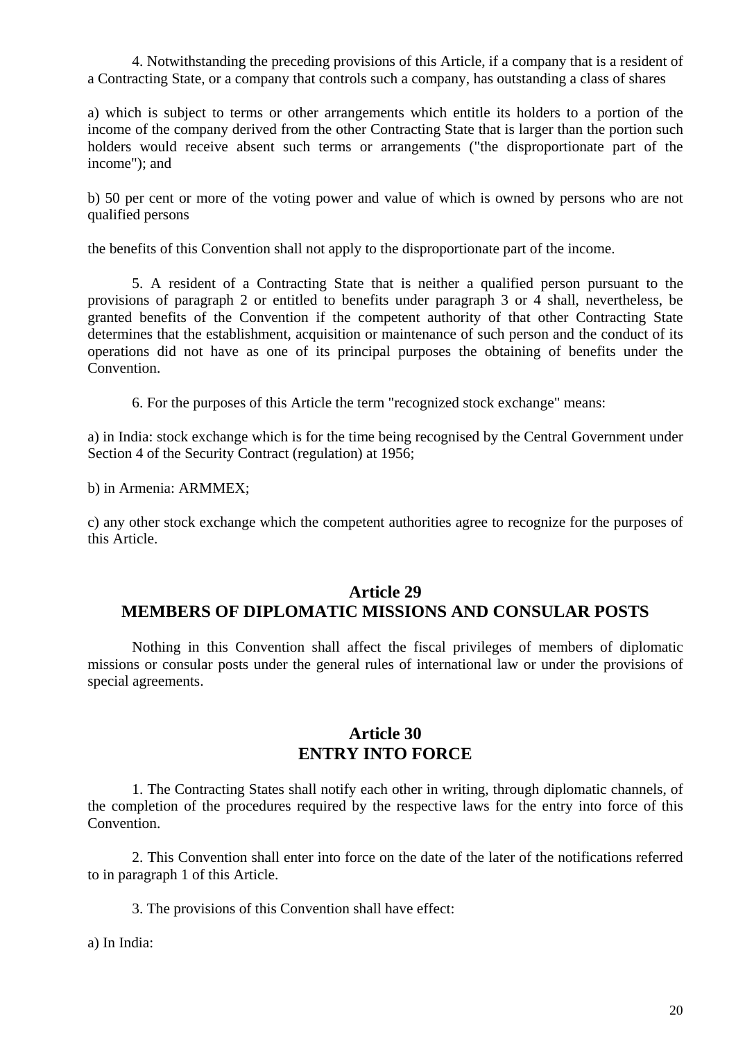4. Notwithstanding the preceding provisions of this Article, if a company that is a resident of a Contracting State, or a company that controls such a company, has outstanding a class of shares

a) which is subject to terms or other arrangements which entitle its holders to a portion of the income of the company derived from the other Contracting State that is larger than the portion such holders would receive absent such terms or arrangements ("the disproportionate part of the income"); and

b) 50 per cent or more of the voting power and value of which is owned by persons who are not qualified persons

the benefits of this Convention shall not apply to the disproportionate part of the income.

5. A resident of a Contracting State that is neither a qualified person pursuant to the provisions of paragraph 2 or entitled to benefits under paragraph 3 or 4 shall, nevertheless, be granted benefits of the Convention if the competent authority of that other Contracting State determines that the establishment, acquisition or maintenance of such person and the conduct of its operations did not have as one of its principal purposes the obtaining of benefits under the Convention.

6. For the purposes of this Article the term "recognized stock exchange" means:

a) in India: stock exchange which is for the time being recognised by the Central Government under Section 4 of the Security Contract (regulation) at 1956;

b) in Armenia: ARMMEX;

c) any other stock exchange which the competent authorities agree to recognize for the purposes of this Article.

## Article 29
## MEMBERS OF DIPLOMATIC MISSIONS AND CONSULAR POSTS

Nothing in this Convention shall affect the fiscal privileges of members of diplomatic missions or consular posts under the general rules of international law or under the provisions of special agreements.

## Article 30
## ENTRY INTO FORCE

1. The Contracting States shall notify each other in writing, through diplomatic channels, of the completion of the procedures required by the respective laws for the entry into force of this Convention.

2. This Convention shall enter into force on the date of the later of the notifications referred to in paragraph 1 of this Article.

3. The provisions of this Convention shall have effect:

a) In India: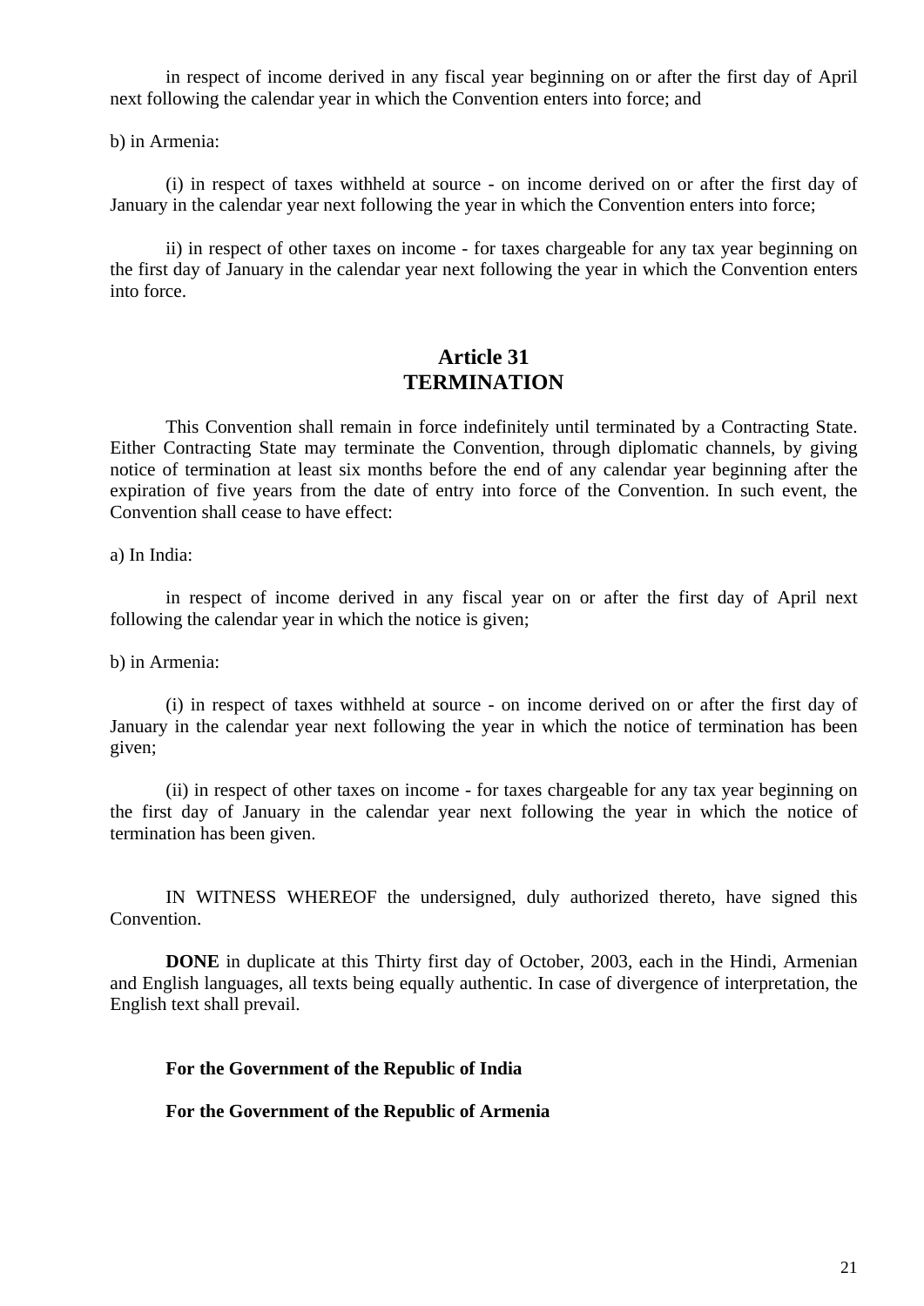in respect of income derived in any fiscal year beginning on or after the first day of April next following the calendar year in which the Convention enters into force; and

b) in Armenia:

(i) in respect of taxes withheld at source - on income derived on or after the first day of January in the calendar year next following the year in which the Convention enters into force;

ii) in respect of other taxes on income - for taxes chargeable for any tax year beginning on the first day of January in the calendar year next following the year in which the Convention enters into force.

## Article 31
## TERMINATION

This Convention shall remain in force indefinitely until terminated by a Contracting State. Either Contracting State may terminate the Convention, through diplomatic channels, by giving notice of termination at least six months before the end of any calendar year beginning after the expiration of five years from the date of entry into force of the Convention. In such event, the Convention shall cease to have effect:

a) In India:

in respect of income derived in any fiscal year on or after the first day of April next following the calendar year in which the notice is given;

b) in Armenia:

(i) in respect of taxes withheld at source - on income derived on or after the first day of January in the calendar year next following the year in which the notice of termination has been given;

(ii) in respect of other taxes on income - for taxes chargeable for any tax year beginning on the first day of January in the calendar year next following the year in which the notice of termination has been given.

IN WITNESS WHEREOF the undersigned, duly authorized thereto, have signed this Convention.

**DONE** in duplicate at this Thirty first day of October, 2003, each in the Hindi, Armenian and English languages, all texts being equally authentic. In case of divergence of interpretation, the English text shall prevail.

**For the Government of the Republic of India**

**For the Government of the Republic of Armenia**